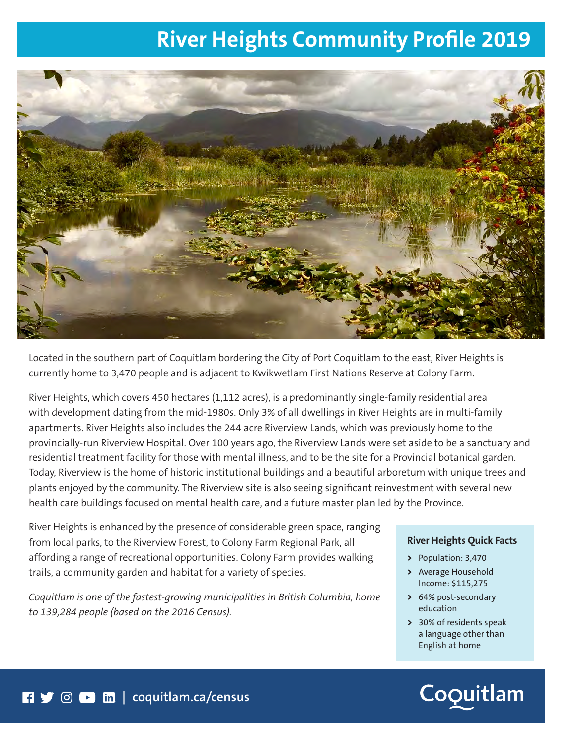# River Heights Community Profile 2019

Located in the southern part of Coquitlam bordering the City of Port Coquitlam to the east, River Heights is currently home to 3,470 people and is adjacent to Kwikwetlam First Nations Reserve at Colony Farm.

River Heights, which covers 450 hectares (1,112 acres), is a predominantly single-family residential area with development dating from the mid-1980s. Only 3% of all dwellings in River Heights are in multi-family apartments. River Heights also includes the 244 acre Riverview Lands, which was previously home to the provincially-run Riverview Hospital. Over 100 years ago, the Riverview Lands were set aside to be a sanctuary and residential treatment facility for those with mental illness, and to be the site for a Provincial botanical garden. Today, Riverview is the home of historic institutional buildings and a beautiful arboretum with unique trees and plants enjoyed by the community. The Riverview site is also seeing significant reinvestment with several new health care buildings focused on mental health care, and a future master plan led by the Province.

River Heights is enhanced by the presence of considerable green space, ranging from local parks, to the Riverview Forest, to Colony Farm Regional Park, all affording a range of recreational opportunities. Colony Farm provides walking trails, a community garden and habitat for a variety of species.

*Coquitlam is one of the fastest-growing municipalities in British Columbia, home to 139,284 people (based on the 2016 Census).*

### River Heights Quick Facts

- Population: 3,470
- Average Household Income: $115,275
- 64% post-secondary education
- 30% of residents speak a language other than English at home

coquitlam.ca/census

Coquitlam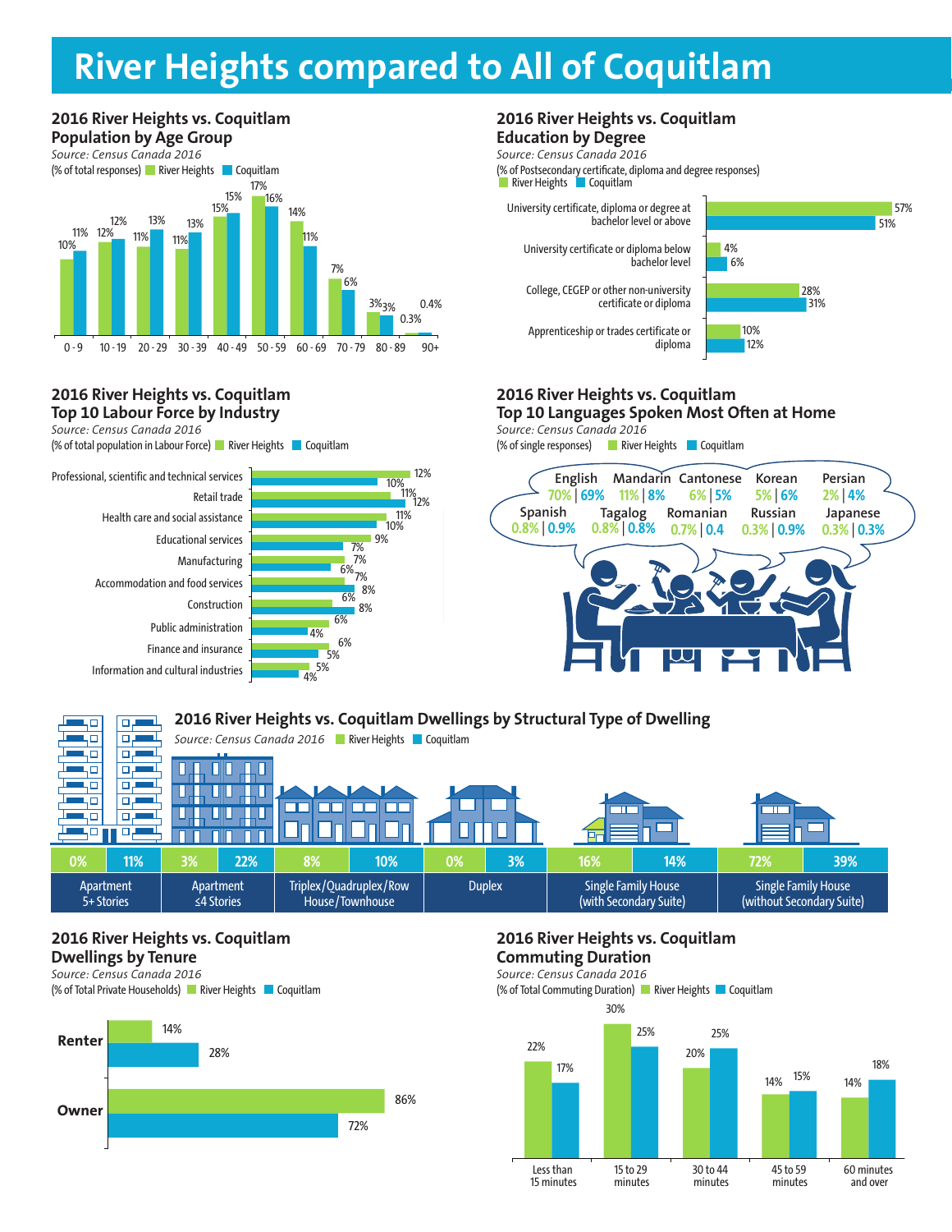# River Heights compared to All of Coquitlam

## 2016 River Heights vs. Coquitlam Population by Age Group

*Source: Census Canada 2016*

(% of total responses)

| Age Group | River Heights | Coquitlam |
|---|---|---|
| 0 - 9 | 10% | 11% |
| 10 - 19 | 12% | 12% |
| 20 - 29 | 11% | 13% |
| 30 - 39 | 11% | 13% |
| 40 - 49 | 15% | 15% |
| 50 - 59 | 17% | 16% |
| 60 - 69 | 14% | 11% |
| 70 - 79 | 7% | 6% |
| 80 - 89 | 3% | 3% |
| 90+ | 0.3% | 0.4% |

## 2016 River Heights vs. Coquitlam Education by Degree

*Source: Census Canada 2016*

(% of Postsecondary certificate, diploma and degree responses)

| Degree | River Heights | Coquitlam |
|---|---|---|
| University certificate, diploma or degree at bachelor level or above | 57% | 51% |
| University certificate or diploma below bachelor level | 4% | 6% |
| College, CEGEP or other non-university certificate or diploma | 28% | 31% |
| Apprenticeship or trades certificate or diploma | 10% | 12% |

## 2016 River Heights vs. Coquitlam Top 10 Labour Force by Industry

*Source: Census Canada 2016*

(% of total population in Labour Force)

| Industry | River Heights | Coquitlam |
|---|---|---|
| Professional, scientific and technical services | 12% | 10% |
| Retail trade | 11% | 12% |
| Health care and social assistance | 11% | 10% |
| Educational services | 9% | 7% |
| Manufacturing | 7% | 6% |
| Accommodation and food services | 7% | 8% |
| Construction | 6% | 8% |
| Public administration | 6% | 4% |
| Finance and insurance | 6% | 5% |
| Information and cultural industries | 5% | 4% |

## 2016 River Heights vs. Coquitlam Top 10 Languages Spoken Most Often at Home

*Source: Census Canada 2016*

(% of single responses)

| Language | River Heights | Coquitlam |
|---|---|---|
| English | 70% | 69% |
| Mandarin | 11% | 8% |
| Cantonese | 6% | 5% |
| Korean | 5% | 6% |
| Persian | 2% | 4% |
| Spanish | 0.8% | 0.9% |
| Tagalog | 0.8% | 0.8% |
| Romanian | 0.7% | 0.4 |
| Russian | 0.3% | 0.9% |
| Japanese | 0.3% | 0.3% |

## 2016 River Heights vs. Coquitlam Dwellings by Structural Type of Dwelling

*Source: Census Canada 2016*

| Dwelling Type | River Heights | Coquitlam |
|---|---|---|
| Apartment 5+ Stories | 0% | 11% |
| Apartment ≤4 Stories | 3% | 22% |
| Triplex/Quadruplex/Row House/Townhouse | 8% | 10% |
| Duplex | 0% | 3% |
| Single Family House (with Secondary Suite) | 16% | 14% |
| Single Family House (without Secondary Suite) | 72% | 39% |

## 2016 River Heights vs. Coquitlam Dwellings by Tenure

*Source: Census Canada 2016*

(% of Total Private Households)

| Tenure | River Heights | Coquitlam |
|---|---|---|
| Renter | 14% | 28% |
| Owner | 86% | 72% |

## 2016 River Heights vs. Coquitlam Commuting Duration

*Source: Census Canada 2016*

(% of Total Commuting Duration)

| Duration | River Heights | Coquitlam |
|---|---|---|
| Less than 15 minutes | 22% | 17% |
| 15 to 29 minutes | 30% | 25% |
| 30 to 44 minutes | 20% | 25% |
| 45 to 59 minutes | 14% | 15% |
| 60 minutes and over | 14% | 18% |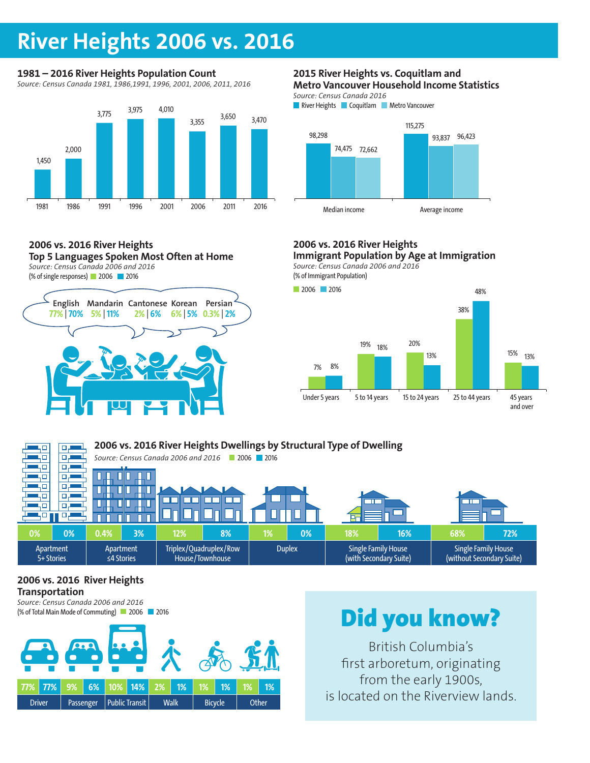# River Heights 2006 vs. 2016

## 1981 – 2016 River Heights Population Count

*Source: Census Canada 1981, 1986,1991, 1996, 2001, 2006, 2011, 2016*

| Year | Population |
|---|---|
| 1981 | 1,450 |
| 1986 | 2,000 |
| 1991 | 3,775 |
| 1996 | 3,975 |
| 2001 | 4,010 |
| 2006 | 3,355 |
| 2011 | 3,650 |
| 2016 | 3,470 |

## 2015 River Heights vs. Coquitlam and Metro Vancouver Household Income Statistics

*Source: Census Canada 2016*

| | River Heights | Coquitlam | Metro Vancouver |
|---|---|---|---|
| Median income | 98,298 | 74,475 | 72,662 |
| Average income | 115,275 | 93,837 | 96,423 |

## 2006 vs. 2016 River Heights Top 5 Languages Spoken Most Often at Home

*Source: Census Canada 2006 and 2016*

(% of single responses)

| Language | 2006 | 2016 |
|---|---|---|
| English | 77% | 70% |
| Mandarin | 5% | 11% |
| Cantonese | 2% | 6% |
| Korean | 6% | 5% |
| Persian | 0.3% | 2% |

## 2006 vs. 2016 River Heights Immigrant Population by Age at Immigration

*Source: Census Canada 2006 and 2016*

(% of Immigrant Population)

| Age at Immigration | 2006 | 2016 |
|---|---|---|
| Under 5 years | 7% | 8% |
| 5 to 14 years | 19% | 18% |
| 15 to 24 years | 20% | 13% |
| 25 to 44 years | 38% | 48% |
| 45 years and over | 15% | 13% |

## 2006 vs. 2016 River Heights Dwellings by Structural Type of Dwelling

*Source: Census Canada 2006 and 2016*

| Dwelling Type | 2006 | 2016 |
|---|---|---|
| Apartment 5+ Stories | 0% | 0% |
| Apartment ≤4 Stories | 0.4% | 3% |
| Triplex/Quadruplex/Row House/Townhouse | 12% | 8% |
| Duplex | 1% | 0% |
| Single Family House (with Secondary Suite) | 18% | 16% |
| Single Family House (without Secondary Suite) | 68% | 72% |

## 2006 vs. 2016 River Heights Transportation

*Source: Census Canada 2006 and 2016*

(% of Total Main Mode of Commuting)

| Mode | 2006 | 2016 |
|---|---|---|
| Driver | 77% | 77% |
| Passenger | 9% | 6% |
| Public Transit | 10% | 14% |
| Walk | 2% | 1% |
| Bicycle | 1% | 1% |
| Other | 1% | 1% |

## Did you know?

British Columbia's first arboretum, originating from the early 1900s, is located on the Riverview lands.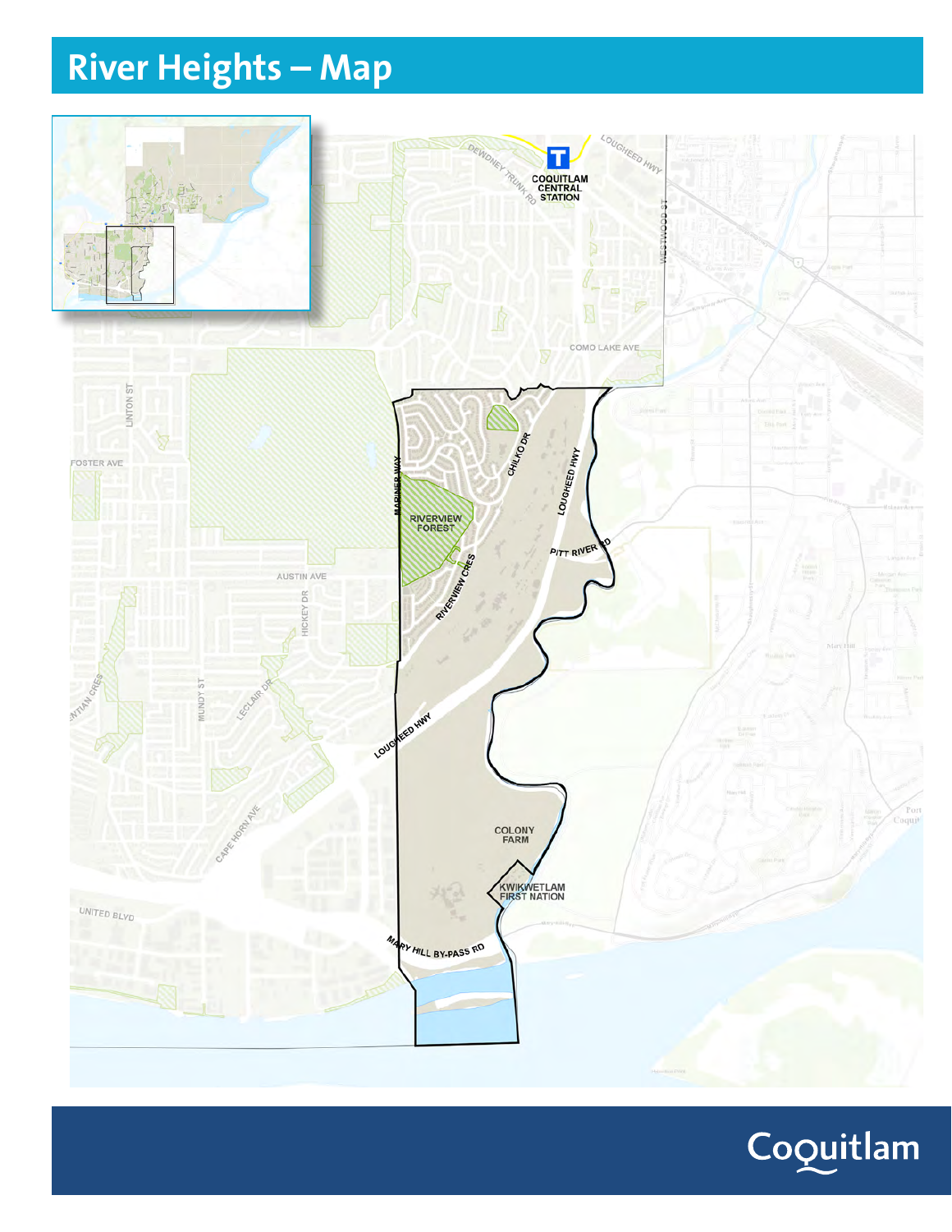# River Heights – Map

COQUITLAM CENTRAL STATION

DEWDNEY TRUNK RD

LOUGHEED HWY

WESTWOOD ST

COMO LAKE AVE

LINTON ST

FOSTER AVE

MARINER WAY

CHILKO DR

RIVERVIEW FOREST

PITT RIVER RD

AUSTIN AVE

HICKEY DR

RIVERVIEW CRES

MUNDY ST

LECLAIR DR

CAPE HORN AVE

COLONY FARM

KWIKWETLAM FIRST NATION

UNITED BLVD

MARY HILL BY-PASS RD

Coquitlam